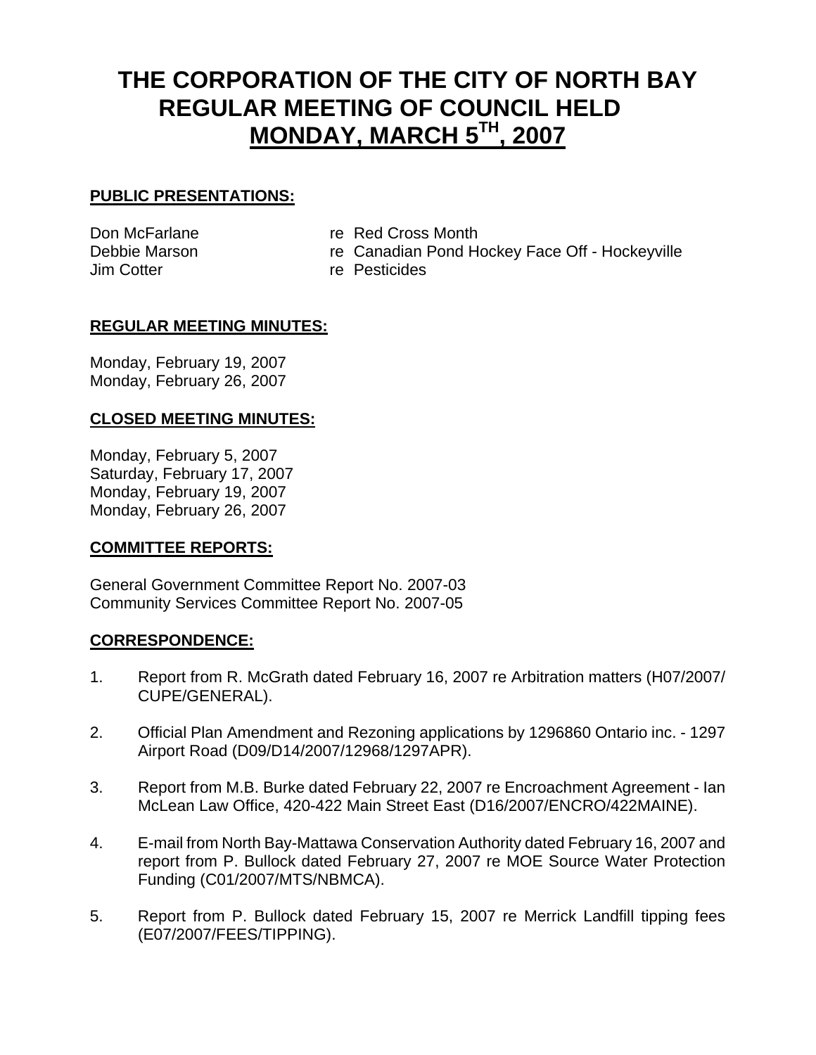# THE CORPORATION OF THE CITY OF NORTH BAY
# REGULAR MEETING OF COUNCIL HELD
# MONDAY, MARCH 5TH, 2007

## PUBLIC PRESENTATIONS:

| | |
|---|---|
| Don McFarlane | re Red Cross Month |
| Debbie Marson | re Canadian Pond Hockey Face Off - Hockeyville |
| Jim Cotter | re Pesticides |

## REGULAR MEETING MINUTES:

Monday, February 19, 2007
Monday, February 26, 2007

## CLOSED MEETING MINUTES:

Monday, February 5, 2007
Saturday, February 17, 2007
Monday, February 19, 2007
Monday, February 26, 2007

## COMMITTEE REPORTS:

General Government Committee Report No. 2007-03
Community Services Committee Report No. 2007-05

## CORRESPONDENCE:

1. Report from R. McGrath dated February 16, 2007 re Arbitration matters (H07/2007/CUPE/GENERAL).

2. Official Plan Amendment and Rezoning applications by 1296860 Ontario inc. - 1297 Airport Road (D09/D14/2007/12968/1297APR).

3. Report from M.B. Burke dated February 22, 2007 re Encroachment Agreement - Ian McLean Law Office, 420-422 Main Street East (D16/2007/ENCRO/422MAINE).

4. E-mail from North Bay-Mattawa Conservation Authority dated February 16, 2007 and report from P. Bullock dated February 27, 2007 re MOE Source Water Protection Funding (C01/2007/MTS/NBMCA).

5. Report from P. Bullock dated February 15, 2007 re Merrick Landfill tipping fees (E07/2007/FEES/TIPPING).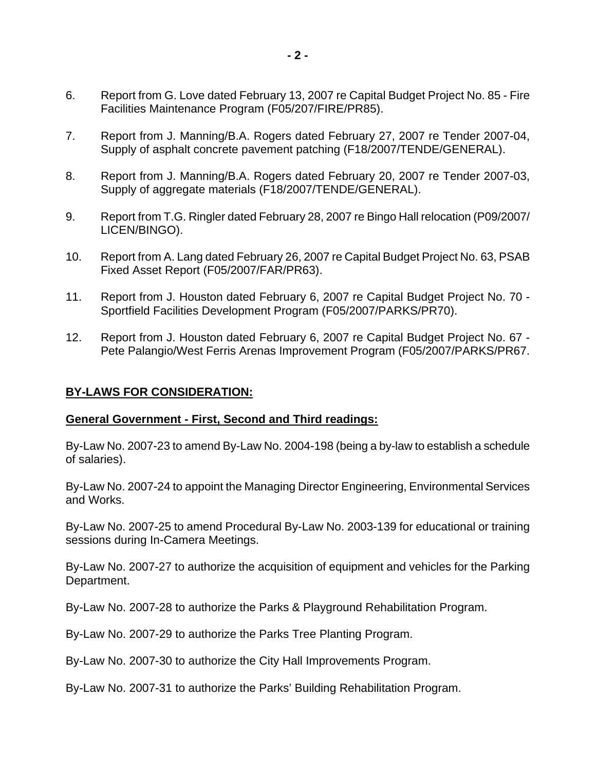6. Report from G. Love dated February 13, 2007 re Capital Budget Project No. 85 - Fire Facilities Maintenance Program (F05/207/FIRE/PR85).

7. Report from J. Manning/B.A. Rogers dated February 27, 2007 re Tender 2007-04, Supply of asphalt concrete pavement patching (F18/2007/TENDE/GENERAL).

8. Report from J. Manning/B.A. Rogers dated February 20, 2007 re Tender 2007-03, Supply of aggregate materials (F18/2007/TENDE/GENERAL).

9. Report from T.G. Ringler dated February 28, 2007 re Bingo Hall relocation (P09/2007/LICEN/BINGO).

10. Report from A. Lang dated February 26, 2007 re Capital Budget Project No. 63, PSAB Fixed Asset Report (F05/2007/FAR/PR63).

11. Report from J. Houston dated February 6, 2007 re Capital Budget Project No. 70 - Sportfield Facilities Development Program (F05/2007/PARKS/PR70).

12. Report from J. Houston dated February 6, 2007 re Capital Budget Project No. 67 - Pete Palangio/West Ferris Arenas Improvement Program (F05/2007/PARKS/PR67.

**BY-LAWS FOR CONSIDERATION:**

**General Government - First, Second and Third readings:**

By-Law No. 2007-23 to amend By-Law No. 2004-198 (being a by-law to establish a schedule of salaries).

By-Law No. 2007-24 to appoint the Managing Director Engineering, Environmental Services and Works.

By-Law No. 2007-25 to amend Procedural By-Law No. 2003-139 for educational or training sessions during In-Camera Meetings.

By-Law No. 2007-27 to authorize the acquisition of equipment and vehicles for the Parking Department.

By-Law No. 2007-28 to authorize the Parks & Playground Rehabilitation Program.

By-Law No. 2007-29 to authorize the Parks Tree Planting Program.

By-Law No. 2007-30 to authorize the City Hall Improvements Program.

By-Law No. 2007-31 to authorize the Parks' Building Rehabilitation Program.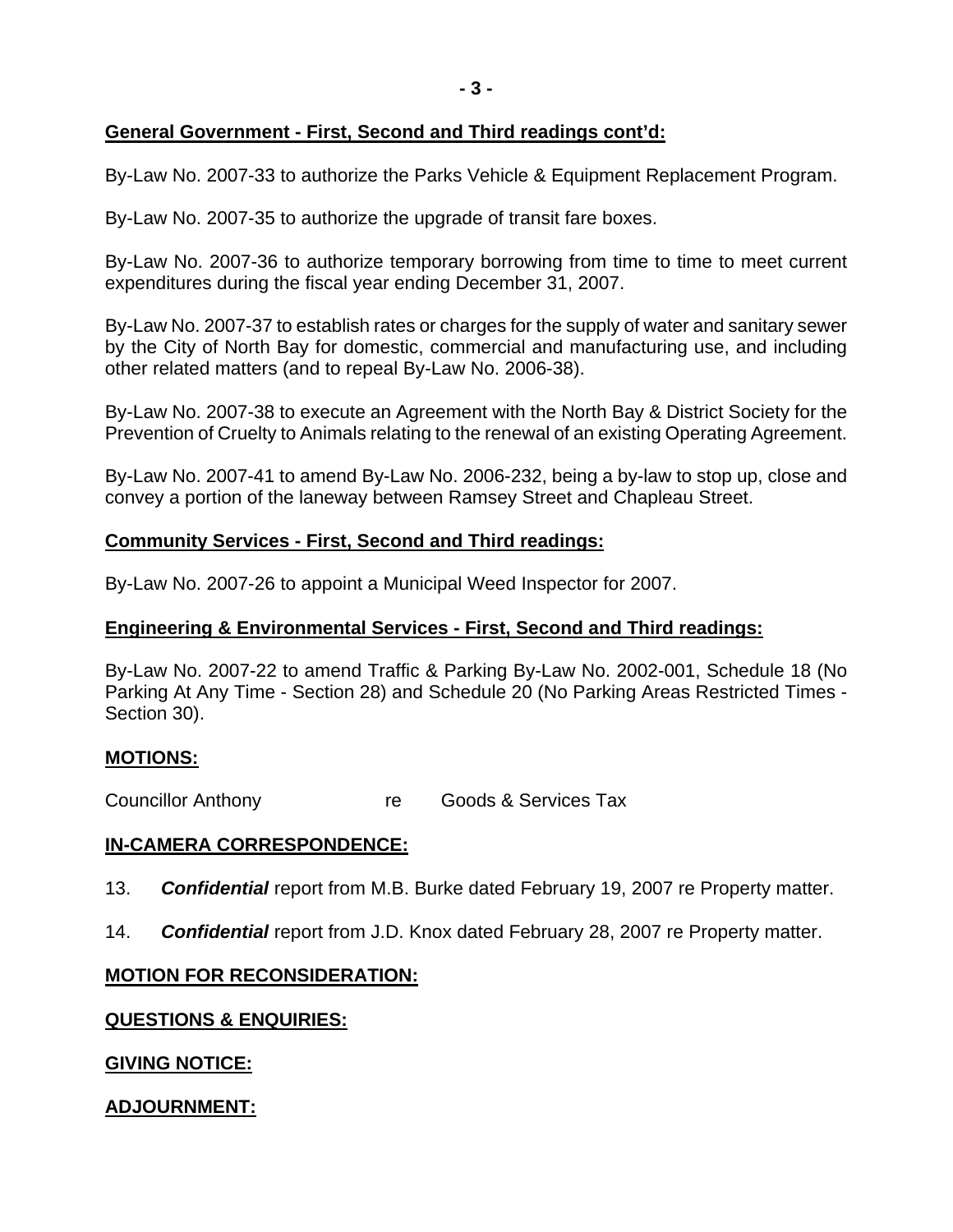**General Government - First, Second and Third readings cont'd:**

By-Law No. 2007-33 to authorize the Parks Vehicle & Equipment Replacement Program.

By-Law No. 2007-35 to authorize the upgrade of transit fare boxes.

By-Law No. 2007-36 to authorize temporary borrowing from time to time to meet current expenditures during the fiscal year ending December 31, 2007.

By-Law No. 2007-37 to establish rates or charges for the supply of water and sanitary sewer by the City of North Bay for domestic, commercial and manufacturing use, and including other related matters (and to repeal By-Law No. 2006-38).

By-Law No. 2007-38 to execute an Agreement with the North Bay & District Society for the Prevention of Cruelty to Animals relating to the renewal of an existing Operating Agreement.

By-Law No. 2007-41 to amend By-Law No. 2006-232, being a by-law to stop up, close and convey a portion of the laneway between Ramsey Street and Chapleau Street.

**Community Services - First, Second and Third readings:**

By-Law No. 2007-26 to appoint a Municipal Weed Inspector for 2007.

**Engineering & Environmental Services - First, Second and Third readings:**

By-Law No. 2007-22 to amend Traffic & Parking By-Law No. 2002-001, Schedule 18 (No Parking At Any Time - Section 28) and Schedule 20 (No Parking Areas Restricted Times - Section 30).

**MOTIONS:**

Councillor Anthony re Goods & Services Tax

**IN-CAMERA CORRESPONDENCE:**

13. ***Confidential*** report from M.B. Burke dated February 19, 2007 re Property matter.

14. ***Confidential*** report from J.D. Knox dated February 28, 2007 re Property matter.

**MOTION FOR RECONSIDERATION:**

**QUESTIONS & ENQUIRIES:**

**GIVING NOTICE:**

**ADJOURNMENT:**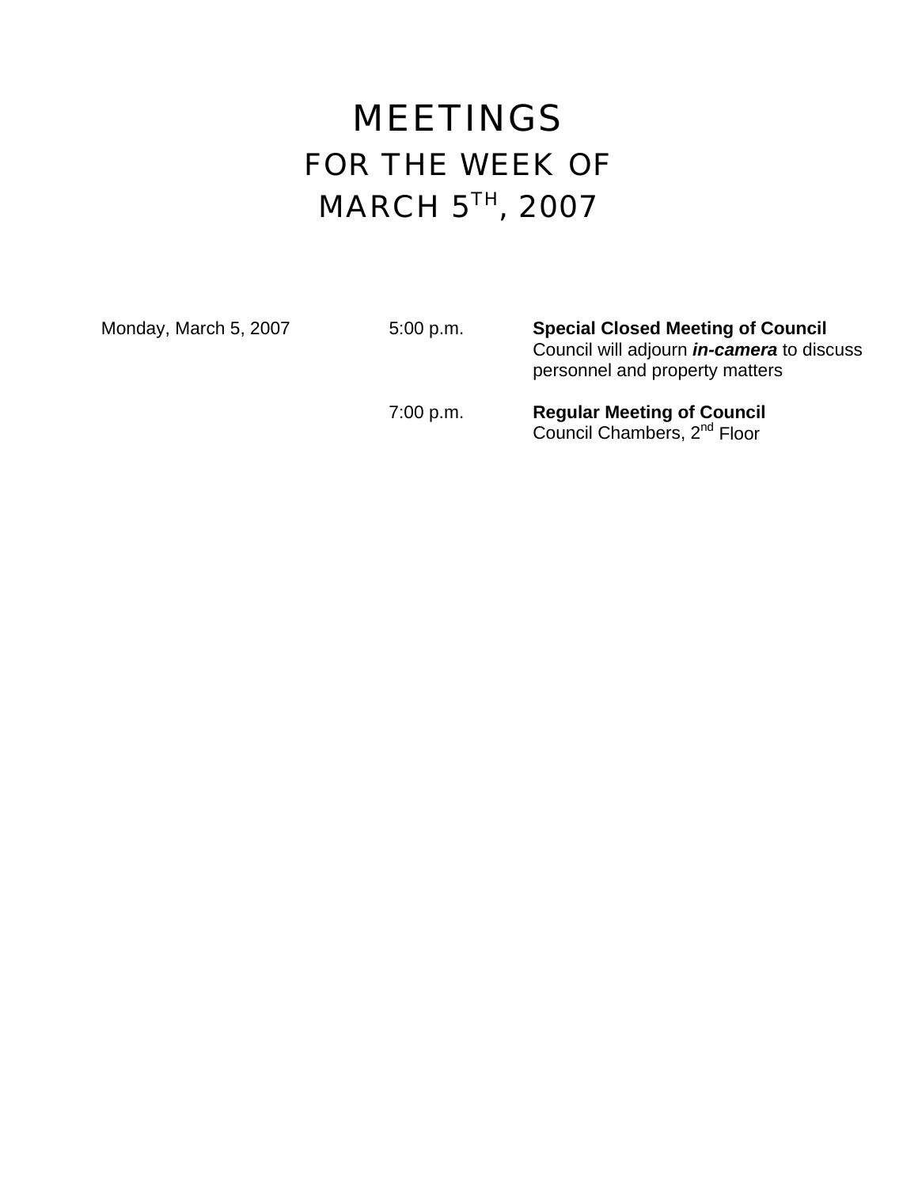# MEETINGS

## FOR THE WEEK OF

## MARCH 5TH, 2007

| | | |
|---|---|---|
| Monday, March 5, 2007 | 5:00 p.m. | **Special Closed Meeting of Council**<br>Council will adjourn ***in-camera*** to discuss personnel and property matters |
| | 7:00 p.m. | **Regular Meeting of Council**<br>Council Chambers, 2nd Floor |